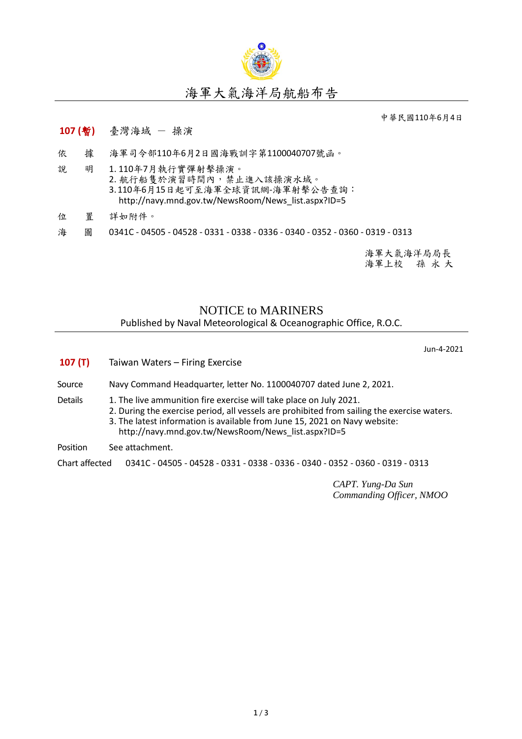# 海軍大氣海洋局航船布告

中華民國110年6月4日

**107 (暫)** 臺灣海域 － 操演

依　據　海軍司令部110年6月2日國海戰訓字第1100040707號函。

說　明　1. 110年7月執行實彈射擊操演。
2. 航行船隻於演習時間內，禁止進入該操演水域。
3. 110年6月15日起可至海軍全球資訊網-海軍射擊公告查詢：
http://navy.mnd.gov.tw/NewsRoom/News_list.aspx?ID=5

位　置　詳如附件。

海　圖　0341C - 04505 - 04528 - 0331 - 0338 - 0336 - 0340 - 0352 - 0360 - 0319 - 0313

海軍大氣海洋局局長
海軍上校　孫 永 大

# NOTICE to MARINERS

Published by Naval Meteorological & Oceanographic Office, R.O.C.

Jun-4-2021

**107 (T)** Taiwan Waters – Firing Exercise

Source　Navy Command Headquarter, letter No. 1100040707 dated June 2, 2021.

Details　1. The live ammunition fire exercise will take place on July 2021.
2. During the exercise period, all vessels are prohibited from sailing the exercise waters.
3. The latest information is available from June 15, 2021 on Navy website:
http://navy.mnd.gov.tw/NewsRoom/News_list.aspx?ID=5

Position　See attachment.

Chart affected　0341C - 04505 - 04528 - 0331 - 0338 - 0336 - 0340 - 0352 - 0360 - 0319 - 0313

*CAPT. Yung-Da Sun*
*Commanding Officer, NMOO*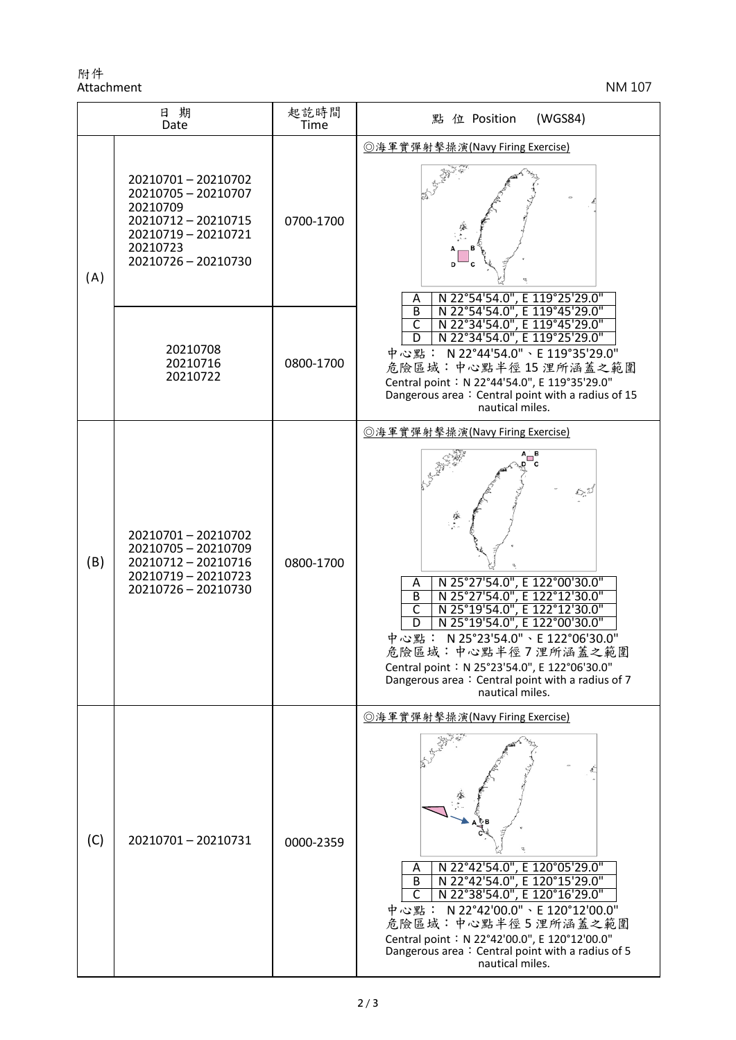附件
Attachment

NM 107

| 日 期<br>Date | | 起訖時間<br>Time | 點 位 Position (WGS84) |
|---|---|---|---|
| (A) | 20210701 – 20210702<br>20210705 – 20210707<br>20210709<br>20210712 – 20210715<br>20210719 – 20210721<br>20210723<br>20210726 – 20210730 | 0700-1700 | ◎海軍實彈射擊操演(Navy Firing Exercise)<br>A N 22°54'54.0", E 119°25'29.0"<br>B N 22°54'54.0", E 119°45'29.0"<br>C N 22°34'54.0", E 119°45'29.0"<br>D N 22°34'54.0", E 119°25'29.0"<br>中心點： N 22°44'54.0"、E 119°35'29.0"<br>危險區域：中心點半徑 15 浬所涵蓋之範圍<br>Central point：N 22°44'54.0", E 119°35'29.0"<br>Dangerous area：Central point with a radius of 15 nautical miles. |
| | 20210708<br>20210716<br>20210722 | 0800-1700 | |
| (B) | 20210701 – 20210702<br>20210705 – 20210709<br>20210712 – 20210716<br>20210719 – 20210723<br>20210726 – 20210730 | 0800-1700 | ◎海軍實彈射擊操演(Navy Firing Exercise)<br>A N 25°27'54.0", E 122°00'30.0"<br>B N 25°27'54.0", E 122°12'30.0"<br>C N 25°19'54.0", E 122°12'30.0"<br>D N 25°19'54.0", E 122°00'30.0"<br>中心點： N 25°23'54.0"、E 122°06'30.0"<br>危險區域：中心點半徑 7 浬所涵蓋之範圍<br>Central point：N 25°23'54.0", E 122°06'30.0"<br>Dangerous area：Central point with a radius of 7 nautical miles. |
| (C) | 20210701 – 20210731 | 0000-2359 | ◎海軍實彈射擊操演(Navy Firing Exercise)<br>A N 22°42'54.0", E 120°05'29.0"<br>B N 22°42'54.0", E 120°15'29.0"<br>C N 22°38'54.0", E 120°16'29.0"<br>中心點： N 22°42'00.0"、E 120°12'00.0"<br>危險區域：中心點半徑 5 浬所涵蓋之範圍<br>Central point：N 22°42'00.0", E 120°12'00.0"<br>Dangerous area：Central point with a radius of 5 nautical miles. |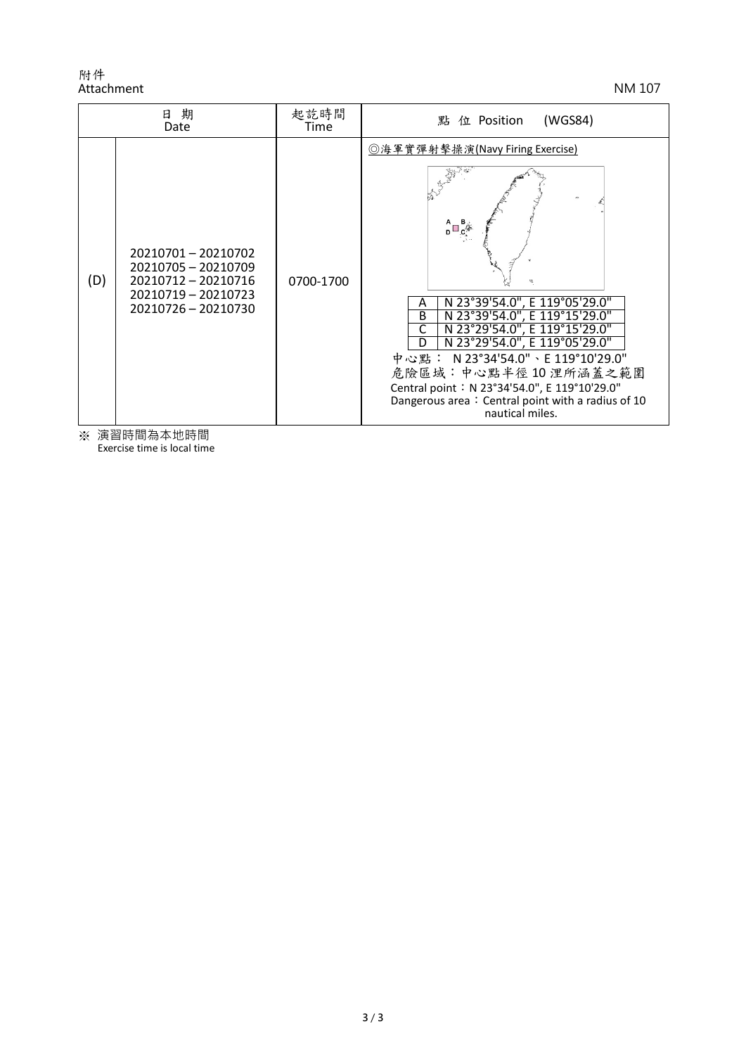附件
Attachment

NM 107

| 日 期<br>Date | | 起訖時間<br>Time | 點 位 Position (WGS84) |
|---|---|---|---|
| (D) | 20210701 – 20210702<br>20210705 – 20210709<br>20210712 – 20210716<br>20210719 – 20210723<br>20210726 – 20210730 | 0700-1700 | ◎海軍實彈射擊操演(Navy Firing Exercise)<br>A N 23°39'54.0", E 119°05'29.0"<br>B N 23°39'54.0", E 119°15'29.0"<br>C N 23°29'54.0", E 119°15'29.0"<br>D N 23°29'54.0", E 119°05'29.0"<br>中心點： N 23°34'54.0"、E 119°10'29.0"<br>危險區域：中心點半徑 10 浬所涵蓋之範圍<br>Central point：N 23°34'54.0", E 119°10'29.0"<br>Dangerous area：Central point with a radius of 10 nautical miles. |

※ 演習時間為本地時間
Exercise time is local time